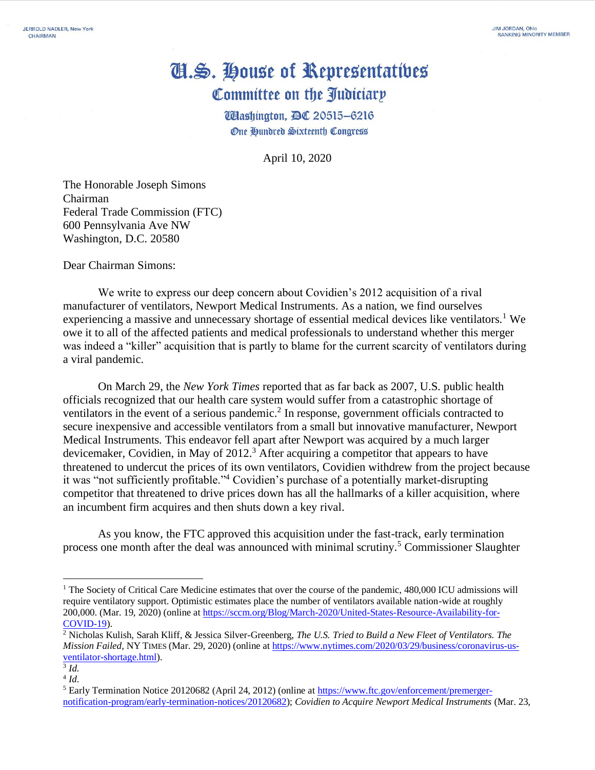JERROLD NADLER, New York
CHAIRMAN

JIM JORDAN, Ohio
RANKING MINORITY MEMBER

# U.S. House of Representatives
## Committee on the Judiciary

Washington, DC 20515–6216
One Hundred Sixteenth Congress

April 10, 2020

The Honorable Joseph Simons
Chairman
Federal Trade Commission (FTC)
600 Pennsylvania Ave NW
Washington, D.C. 20580

Dear Chairman Simons:

We write to express our deep concern about Covidien's 2012 acquisition of a rival manufacturer of ventilators, Newport Medical Instruments. As a nation, we find ourselves experiencing a massive and unnecessary shortage of essential medical devices like ventilators.[1] We owe it to all of the affected patients and medical professionals to understand whether this merger was indeed a "killer" acquisition that is partly to blame for the current scarcity of ventilators during a viral pandemic.

On March 29, the *New York Times* reported that as far back as 2007, U.S. public health officials recognized that our health care system would suffer from a catastrophic shortage of ventilators in the event of a serious pandemic.[2] In response, government officials contracted to secure inexpensive and accessible ventilators from a small but innovative manufacturer, Newport Medical Instruments. This endeavor fell apart after Newport was acquired by a much larger devicemaker, Covidien, in May of 2012.[3] After acquiring a competitor that appears to have threatened to undercut the prices of its own ventilators, Covidien withdrew from the project because it was "not sufficiently profitable."[4] Covidien's purchase of a potentially market-disrupting competitor that threatened to drive prices down has all the hallmarks of a killer acquisition, where an incumbent firm acquires and then shuts down a key rival.

As you know, the FTC approved this acquisition under the fast-track, early termination process one month after the deal was announced with minimal scrutiny.[5] Commissioner Slaughter

---

[1] The Society of Critical Care Medicine estimates that over the course of the pandemic, 480,000 ICU admissions will require ventilatory support. Optimistic estimates place the number of ventilators available nation-wide at roughly 200,000. (Mar. 19, 2020) (online at https://sccm.org/Blog/March-2020/United-States-Resource-Availability-for-COVID-19).

[2] Nicholas Kulish, Sarah Kliff, & Jessica Silver-Greenberg, *The U.S. Tried to Build a New Fleet of Ventilators. The Mission Failed*, NY TIMES (Mar. 29, 2020) (online at https://www.nytimes.com/2020/03/29/business/coronavirus-us-ventilator-shortage.html).

[3] *Id.*

[4] *Id.*

[5] Early Termination Notice 20120682 (April 24, 2012) (online at https://www.ftc.gov/enforcement/premerger-notification-program/early-termination-notices/20120682); *Covidien to Acquire Newport Medical Instruments* (Mar. 23,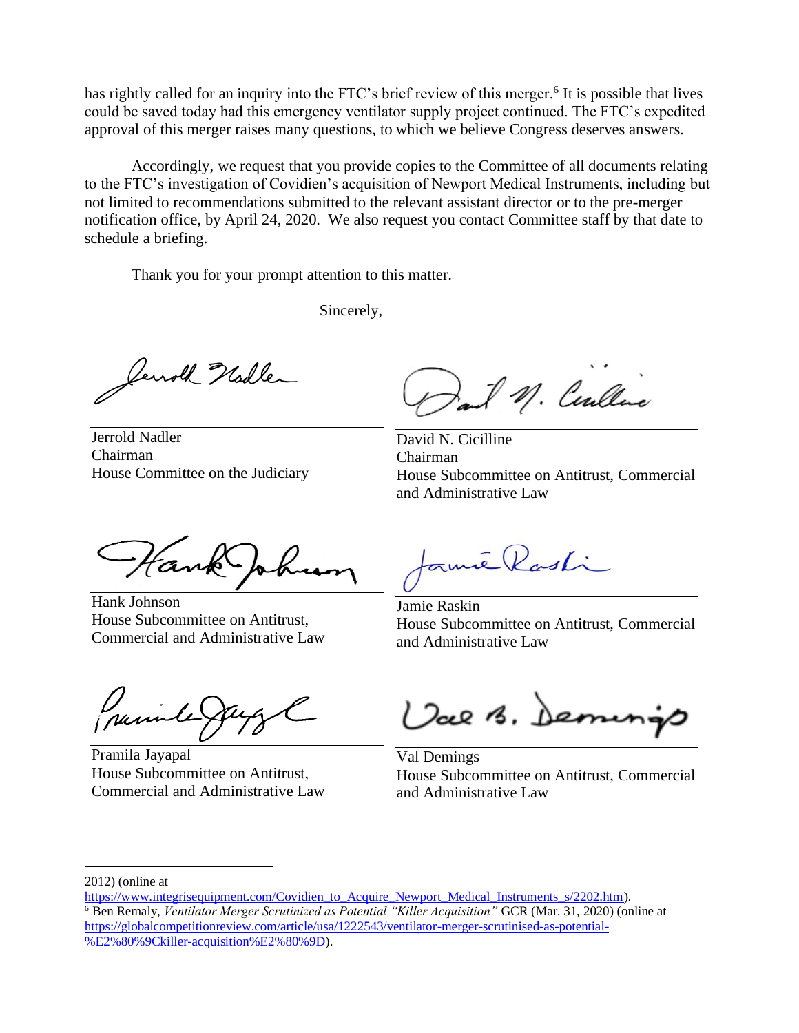has rightly called for an inquiry into the FTC's brief review of this merger.[6] It is possible that lives could be saved today had this emergency ventilator supply project continued. The FTC's expedited approval of this merger raises many questions, to which we believe Congress deserves answers.

Accordingly, we request that you provide copies to the Committee of all documents relating to the FTC's investigation of Covidien's acquisition of Newport Medical Instruments, including but not limited to recommendations submitted to the relevant assistant director or to the pre-merger notification office, by April 24, 2020. We also request you contact Committee staff by that date to schedule a briefing.

Thank you for your prompt attention to this matter.

Sincerely,

Jerrold Nadler
Chairman
House Committee on the Judiciary

David N. Cicilline
Chairman
House Subcommittee on Antitrust, Commercial and Administrative Law

Hank Johnson
House Subcommittee on Antitrust, Commercial and Administrative Law

Jamie Raskin
House Subcommittee on Antitrust, Commercial and Administrative Law

Pramila Jayapal
House Subcommittee on Antitrust, Commercial and Administrative Law

Val Demings
House Subcommittee on Antitrust, Commercial and Administrative Law

---

2012) (online at https://www.integrisequipment.com/Covidien_to_Acquire_Newport_Medical_Instruments_s/2202.htm).

[6] Ben Remaly, *Ventilator Merger Scrutinized as Potential "Killer Acquisition"* GCR (Mar. 31, 2020) (online at https://globalcompetitionreview.com/article/usa/1222543/ventilator-merger-scrutinised-as-potential-%E2%80%9Ckiller-acquisition%E2%80%9D).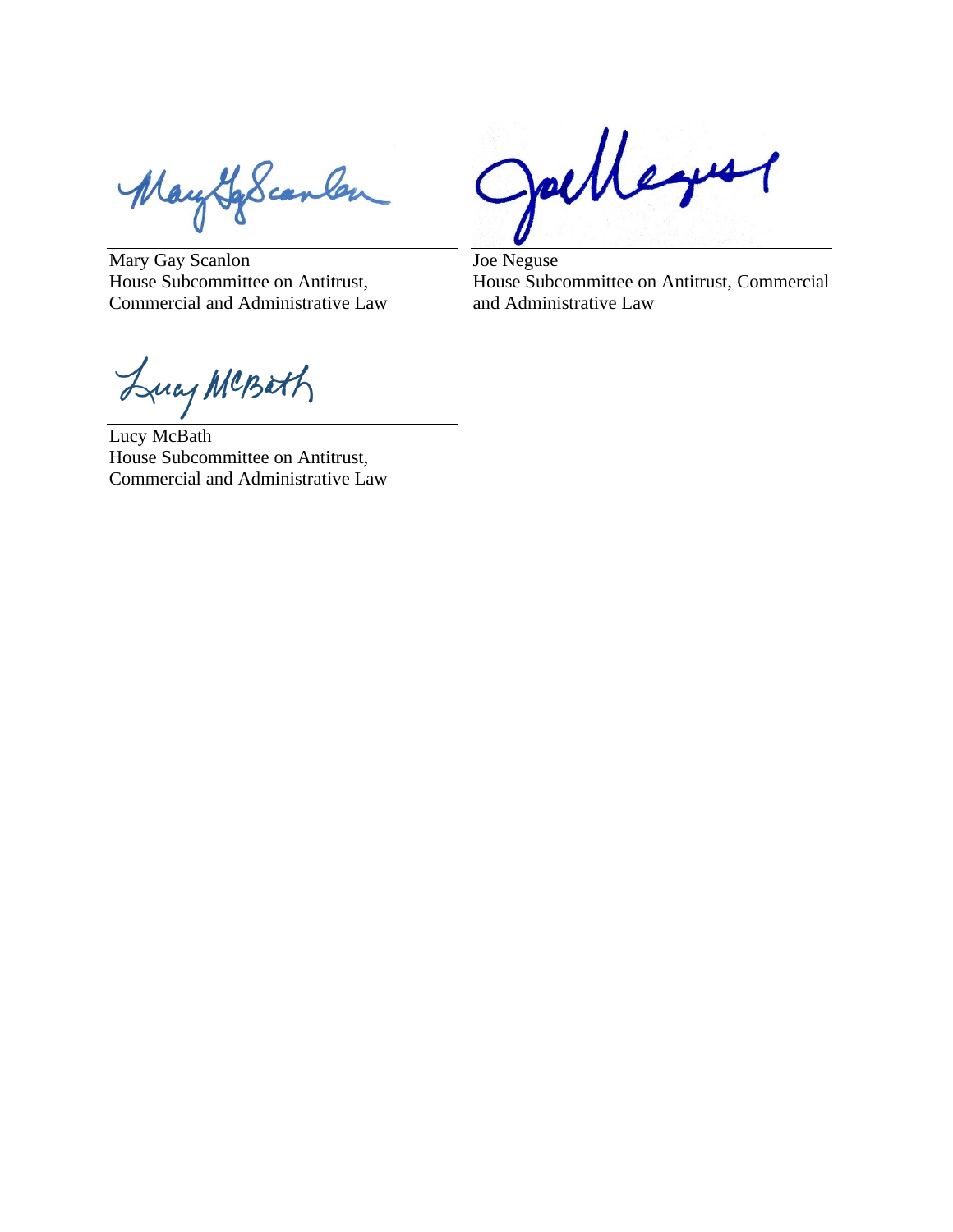Mary Gay Scanlon
House Subcommittee on Antitrust, Commercial and Administrative Law

Joe Neguse
House Subcommittee on Antitrust, Commercial and Administrative Law

Lucy McBath
House Subcommittee on Antitrust, Commercial and Administrative Law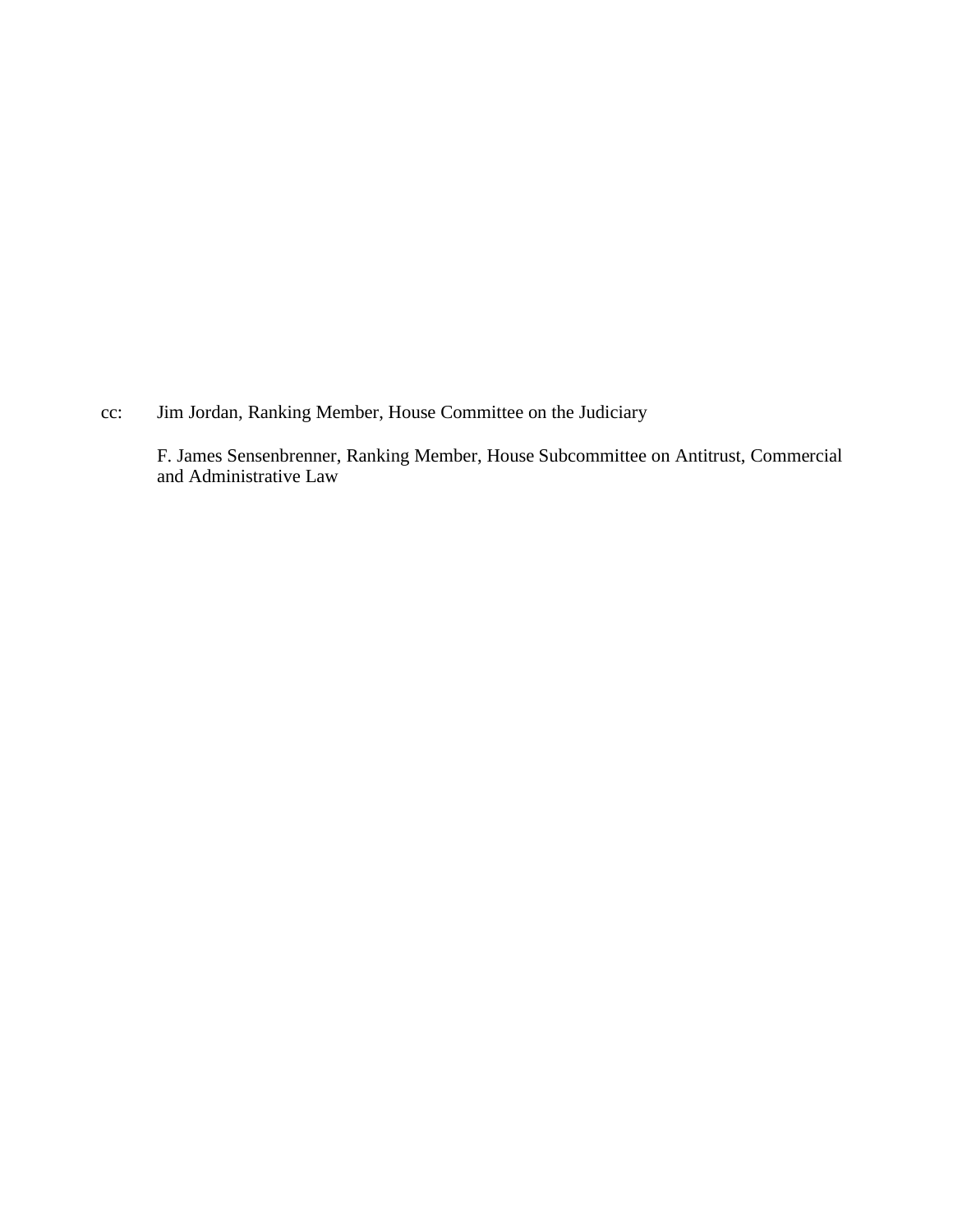cc: Jim Jordan, Ranking Member, House Committee on the Judiciary

F. James Sensenbrenner, Ranking Member, House Subcommittee on Antitrust, Commercial and Administrative Law